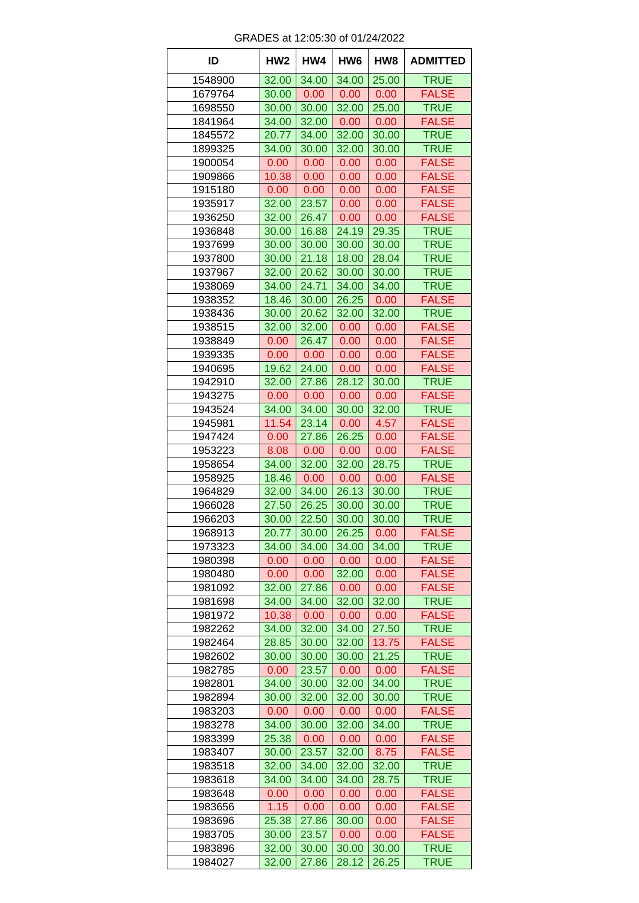GRADES at 12:05:30 of 01/24/2022

| ID | HW2 | HW4 | HW6 | HW8 | ADMITTED |
|---|---|---|---|---|---|
| 1548900 | 32.00 | 34.00 | 34.00 | 25.00 | TRUE |
| 1679764 | 30.00 | 0.00 | 0.00 | 0.00 | FALSE |
| 1698550 | 30.00 | 30.00 | 32.00 | 25.00 | TRUE |
| 1841964 | 34.00 | 32.00 | 0.00 | 0.00 | FALSE |
| 1845572 | 20.77 | 34.00 | 32.00 | 30.00 | TRUE |
| 1899325 | 34.00 | 30.00 | 32.00 | 30.00 | TRUE |
| 1900054 | 0.00 | 0.00 | 0.00 | 0.00 | FALSE |
| 1909866 | 10.38 | 0.00 | 0.00 | 0.00 | FALSE |
| 1915180 | 0.00 | 0.00 | 0.00 | 0.00 | FALSE |
| 1935917 | 32.00 | 23.57 | 0.00 | 0.00 | FALSE |
| 1936250 | 32.00 | 26.47 | 0.00 | 0.00 | FALSE |
| 1936848 | 30.00 | 16.88 | 24.19 | 29.35 | TRUE |
| 1937699 | 30.00 | 30.00 | 30.00 | 30.00 | TRUE |
| 1937800 | 30.00 | 21.18 | 18.00 | 28.04 | TRUE |
| 1937967 | 32.00 | 20.62 | 30.00 | 30.00 | TRUE |
| 1938069 | 34.00 | 24.71 | 34.00 | 34.00 | TRUE |
| 1938352 | 18.46 | 30.00 | 26.25 | 0.00 | FALSE |
| 1938436 | 30.00 | 20.62 | 32.00 | 32.00 | TRUE |
| 1938515 | 32.00 | 32.00 | 0.00 | 0.00 | FALSE |
| 1938849 | 0.00 | 26.47 | 0.00 | 0.00 | FALSE |
| 1939335 | 0.00 | 0.00 | 0.00 | 0.00 | FALSE |
| 1940695 | 19.62 | 24.00 | 0.00 | 0.00 | FALSE |
| 1942910 | 32.00 | 27.86 | 28.12 | 30.00 | TRUE |
| 1943275 | 0.00 | 0.00 | 0.00 | 0.00 | FALSE |
| 1943524 | 34.00 | 34.00 | 30.00 | 32.00 | TRUE |
| 1945981 | 11.54 | 23.14 | 0.00 | 4.57 | FALSE |
| 1947424 | 0.00 | 27.86 | 26.25 | 0.00 | FALSE |
| 1953223 | 8.08 | 0.00 | 0.00 | 0.00 | FALSE |
| 1958654 | 34.00 | 32.00 | 32.00 | 28.75 | TRUE |
| 1958925 | 18.46 | 0.00 | 0.00 | 0.00 | FALSE |
| 1964829 | 32.00 | 34.00 | 26.13 | 30.00 | TRUE |
| 1966028 | 27.50 | 26.25 | 30.00 | 30.00 | TRUE |
| 1966203 | 30.00 | 22.50 | 30.00 | 30.00 | TRUE |
| 1968913 | 20.77 | 30.00 | 26.25 | 0.00 | FALSE |
| 1973323 | 34.00 | 34.00 | 34.00 | 34.00 | TRUE |
| 1980398 | 0.00 | 0.00 | 0.00 | 0.00 | FALSE |
| 1980480 | 0.00 | 0.00 | 32.00 | 0.00 | FALSE |
| 1981092 | 32.00 | 27.86 | 0.00 | 0.00 | FALSE |
| 1981698 | 34.00 | 34.00 | 32.00 | 32.00 | TRUE |
| 1981972 | 10.38 | 0.00 | 0.00 | 0.00 | FALSE |
| 1982262 | 34.00 | 32.00 | 34.00 | 27.50 | TRUE |
| 1982464 | 28.85 | 30.00 | 32.00 | 13.75 | FALSE |
| 1982602 | 30.00 | 30.00 | 30.00 | 21.25 | TRUE |
| 1982785 | 0.00 | 23.57 | 0.00 | 0.00 | FALSE |
| 1982801 | 34.00 | 30.00 | 32.00 | 34.00 | TRUE |
| 1982894 | 30.00 | 32.00 | 32.00 | 30.00 | TRUE |
| 1983203 | 0.00 | 0.00 | 0.00 | 0.00 | FALSE |
| 1983278 | 34.00 | 30.00 | 32.00 | 34.00 | TRUE |
| 1983399 | 25.38 | 0.00 | 0.00 | 0.00 | FALSE |
| 1983407 | 30.00 | 23.57 | 32.00 | 8.75 | FALSE |
| 1983518 | 32.00 | 34.00 | 32.00 | 32.00 | TRUE |
| 1983618 | 34.00 | 34.00 | 34.00 | 28.75 | TRUE |
| 1983648 | 0.00 | 0.00 | 0.00 | 0.00 | FALSE |
| 1983656 | 1.15 | 0.00 | 0.00 | 0.00 | FALSE |
| 1983696 | 25.38 | 27.86 | 30.00 | 0.00 | FALSE |
| 1983705 | 30.00 | 23.57 | 0.00 | 0.00 | FALSE |
| 1983896 | 32.00 | 30.00 | 30.00 | 30.00 | TRUE |
| 1984027 | 32.00 | 27.86 | 28.12 | 26.25 | TRUE |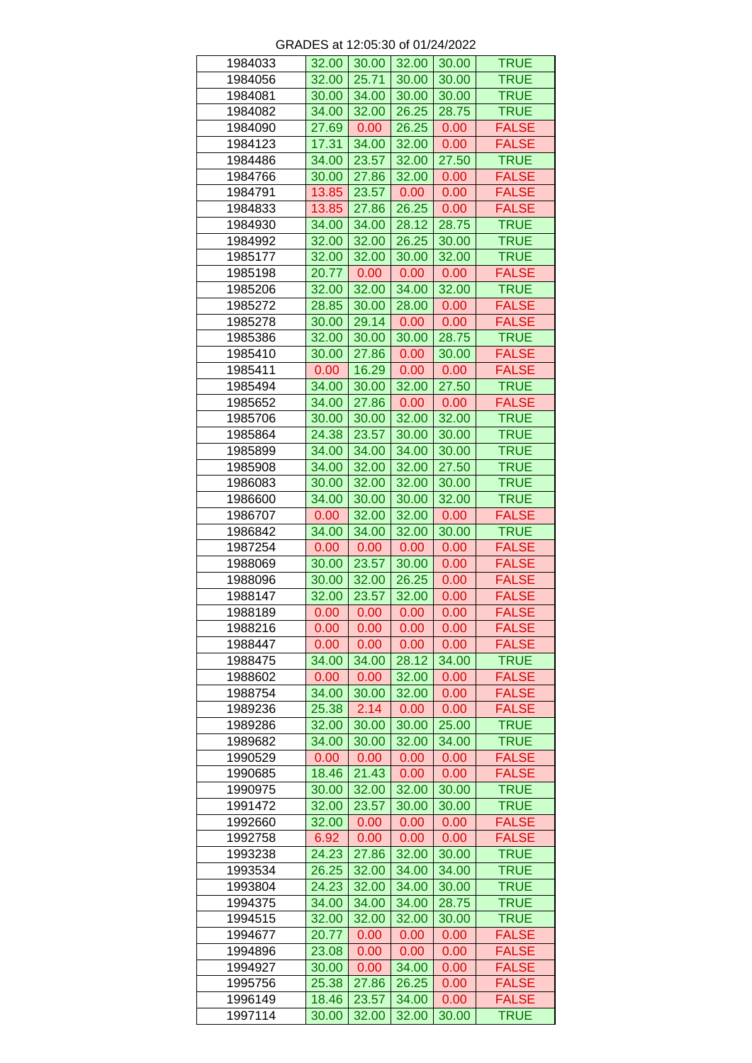GRADES at 12:05:30 of 01/24/2022

| | | | | | |
|---|---|---|---|---|---|
| 1984033 | 32.00 | 30.00 | 32.00 | 30.00 | TRUE |
| 1984056 | 32.00 | 25.71 | 30.00 | 30.00 | TRUE |
| 1984081 | 30.00 | 34.00 | 30.00 | 30.00 | TRUE |
| 1984082 | 34.00 | 32.00 | 26.25 | 28.75 | TRUE |
| 1984090 | 27.69 | 0.00 | 26.25 | 0.00 | FALSE |
| 1984123 | 17.31 | 34.00 | 32.00 | 0.00 | FALSE |
| 1984486 | 34.00 | 23.57 | 32.00 | 27.50 | TRUE |
| 1984766 | 30.00 | 27.86 | 32.00 | 0.00 | FALSE |
| 1984791 | 13.85 | 23.57 | 0.00 | 0.00 | FALSE |
| 1984833 | 13.85 | 27.86 | 26.25 | 0.00 | FALSE |
| 1984930 | 34.00 | 34.00 | 28.12 | 28.75 | TRUE |
| 1984992 | 32.00 | 32.00 | 26.25 | 30.00 | TRUE |
| 1985177 | 32.00 | 32.00 | 30.00 | 32.00 | TRUE |
| 1985198 | 20.77 | 0.00 | 0.00 | 0.00 | FALSE |
| 1985206 | 32.00 | 32.00 | 34.00 | 32.00 | TRUE |
| 1985272 | 28.85 | 30.00 | 28.00 | 0.00 | FALSE |
| 1985278 | 30.00 | 29.14 | 0.00 | 0.00 | FALSE |
| 1985386 | 32.00 | 30.00 | 30.00 | 28.75 | TRUE |
| 1985410 | 30.00 | 27.86 | 0.00 | 30.00 | FALSE |
| 1985411 | 0.00 | 16.29 | 0.00 | 0.00 | FALSE |
| 1985494 | 34.00 | 30.00 | 32.00 | 27.50 | TRUE |
| 1985652 | 34.00 | 27.86 | 0.00 | 0.00 | FALSE |
| 1985706 | 30.00 | 30.00 | 32.00 | 32.00 | TRUE |
| 1985864 | 24.38 | 23.57 | 30.00 | 30.00 | TRUE |
| 1985899 | 34.00 | 34.00 | 34.00 | 30.00 | TRUE |
| 1985908 | 34.00 | 32.00 | 32.00 | 27.50 | TRUE |
| 1986083 | 30.00 | 32.00 | 32.00 | 30.00 | TRUE |
| 1986600 | 34.00 | 30.00 | 30.00 | 32.00 | TRUE |
| 1986707 | 0.00 | 32.00 | 32.00 | 0.00 | FALSE |
| 1986842 | 34.00 | 34.00 | 32.00 | 30.00 | TRUE |
| 1987254 | 0.00 | 0.00 | 0.00 | 0.00 | FALSE |
| 1988069 | 30.00 | 23.57 | 30.00 | 0.00 | FALSE |
| 1988096 | 30.00 | 32.00 | 26.25 | 0.00 | FALSE |
| 1988147 | 32.00 | 23.57 | 32.00 | 0.00 | FALSE |
| 1988189 | 0.00 | 0.00 | 0.00 | 0.00 | FALSE |
| 1988216 | 0.00 | 0.00 | 0.00 | 0.00 | FALSE |
| 1988447 | 0.00 | 0.00 | 0.00 | 0.00 | FALSE |
| 1988475 | 34.00 | 34.00 | 28.12 | 34.00 | TRUE |
| 1988602 | 0.00 | 0.00 | 32.00 | 0.00 | FALSE |
| 1988754 | 34.00 | 30.00 | 32.00 | 0.00 | FALSE |
| 1989236 | 25.38 | 2.14 | 0.00 | 0.00 | FALSE |
| 1989286 | 32.00 | 30.00 | 30.00 | 25.00 | TRUE |
| 1989682 | 34.00 | 30.00 | 32.00 | 34.00 | TRUE |
| 1990529 | 0.00 | 0.00 | 0.00 | 0.00 | FALSE |
| 1990685 | 18.46 | 21.43 | 0.00 | 0.00 | FALSE |
| 1990975 | 30.00 | 32.00 | 32.00 | 30.00 | TRUE |
| 1991472 | 32.00 | 23.57 | 30.00 | 30.00 | TRUE |
| 1992660 | 32.00 | 0.00 | 0.00 | 0.00 | FALSE |
| 1992758 | 6.92 | 0.00 | 0.00 | 0.00 | FALSE |
| 1993238 | 24.23 | 27.86 | 32.00 | 30.00 | TRUE |
| 1993534 | 26.25 | 32.00 | 34.00 | 34.00 | TRUE |
| 1993804 | 24.23 | 32.00 | 34.00 | 30.00 | TRUE |
| 1994375 | 34.00 | 34.00 | 34.00 | 28.75 | TRUE |
| 1994515 | 32.00 | 32.00 | 32.00 | 30.00 | TRUE |
| 1994677 | 20.77 | 0.00 | 0.00 | 0.00 | FALSE |
| 1994896 | 23.08 | 0.00 | 0.00 | 0.00 | FALSE |
| 1994927 | 30.00 | 0.00 | 34.00 | 0.00 | FALSE |
| 1995756 | 25.38 | 27.86 | 26.25 | 0.00 | FALSE |
| 1996149 | 18.46 | 23.57 | 34.00 | 0.00 | FALSE |
| 1997114 | 30.00 | 32.00 | 32.00 | 30.00 | TRUE |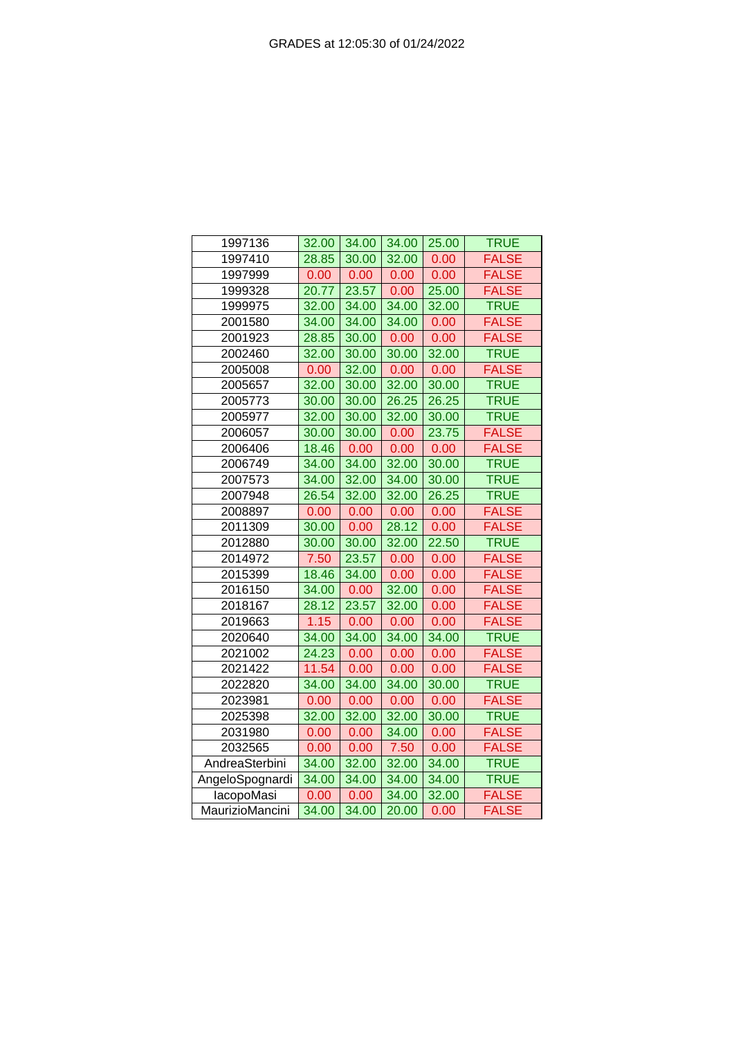GRADES at 12:05:30 of 01/24/2022

| | | | | | |
|---|---|---|---|---|---|
| 1997136 | 32.00 | 34.00 | 34.00 | 25.00 | TRUE |
| 1997410 | 28.85 | 30.00 | 32.00 | 0.00 | FALSE |
| 1997999 | 0.00 | 0.00 | 0.00 | 0.00 | FALSE |
| 1999328 | 20.77 | 23.57 | 0.00 | 25.00 | FALSE |
| 1999975 | 32.00 | 34.00 | 34.00 | 32.00 | TRUE |
| 2001580 | 34.00 | 34.00 | 34.00 | 0.00 | FALSE |
| 2001923 | 28.85 | 30.00 | 0.00 | 0.00 | FALSE |
| 2002460 | 32.00 | 30.00 | 30.00 | 32.00 | TRUE |
| 2005008 | 0.00 | 32.00 | 0.00 | 0.00 | FALSE |
| 2005657 | 32.00 | 30.00 | 32.00 | 30.00 | TRUE |
| 2005773 | 30.00 | 30.00 | 26.25 | 26.25 | TRUE |
| 2005977 | 32.00 | 30.00 | 32.00 | 30.00 | TRUE |
| 2006057 | 30.00 | 30.00 | 0.00 | 23.75 | FALSE |
| 2006406 | 18.46 | 0.00 | 0.00 | 0.00 | FALSE |
| 2006749 | 34.00 | 34.00 | 32.00 | 30.00 | TRUE |
| 2007573 | 34.00 | 32.00 | 34.00 | 30.00 | TRUE |
| 2007948 | 26.54 | 32.00 | 32.00 | 26.25 | TRUE |
| 2008897 | 0.00 | 0.00 | 0.00 | 0.00 | FALSE |
| 2011309 | 30.00 | 0.00 | 28.12 | 0.00 | FALSE |
| 2012880 | 30.00 | 30.00 | 32.00 | 22.50 | TRUE |
| 2014972 | 7.50 | 23.57 | 0.00 | 0.00 | FALSE |
| 2015399 | 18.46 | 34.00 | 0.00 | 0.00 | FALSE |
| 2016150 | 34.00 | 0.00 | 32.00 | 0.00 | FALSE |
| 2018167 | 28.12 | 23.57 | 32.00 | 0.00 | FALSE |
| 2019663 | 1.15 | 0.00 | 0.00 | 0.00 | FALSE |
| 2020640 | 34.00 | 34.00 | 34.00 | 34.00 | TRUE |
| 2021002 | 24.23 | 0.00 | 0.00 | 0.00 | FALSE |
| 2021422 | 11.54 | 0.00 | 0.00 | 0.00 | FALSE |
| 2022820 | 34.00 | 34.00 | 34.00 | 30.00 | TRUE |
| 2023981 | 0.00 | 0.00 | 0.00 | 0.00 | FALSE |
| 2025398 | 32.00 | 32.00 | 32.00 | 30.00 | TRUE |
| 2031980 | 0.00 | 0.00 | 34.00 | 0.00 | FALSE |
| 2032565 | 0.00 | 0.00 | 7.50 | 0.00 | FALSE |
| AndreaSterbini | 34.00 | 32.00 | 32.00 | 34.00 | TRUE |
| AngeloSpognardi | 34.00 | 34.00 | 34.00 | 34.00 | TRUE |
| IacopoMasi | 0.00 | 0.00 | 34.00 | 32.00 | FALSE |
| MaurizioMancini | 34.00 | 34.00 | 20.00 | 0.00 | FALSE |